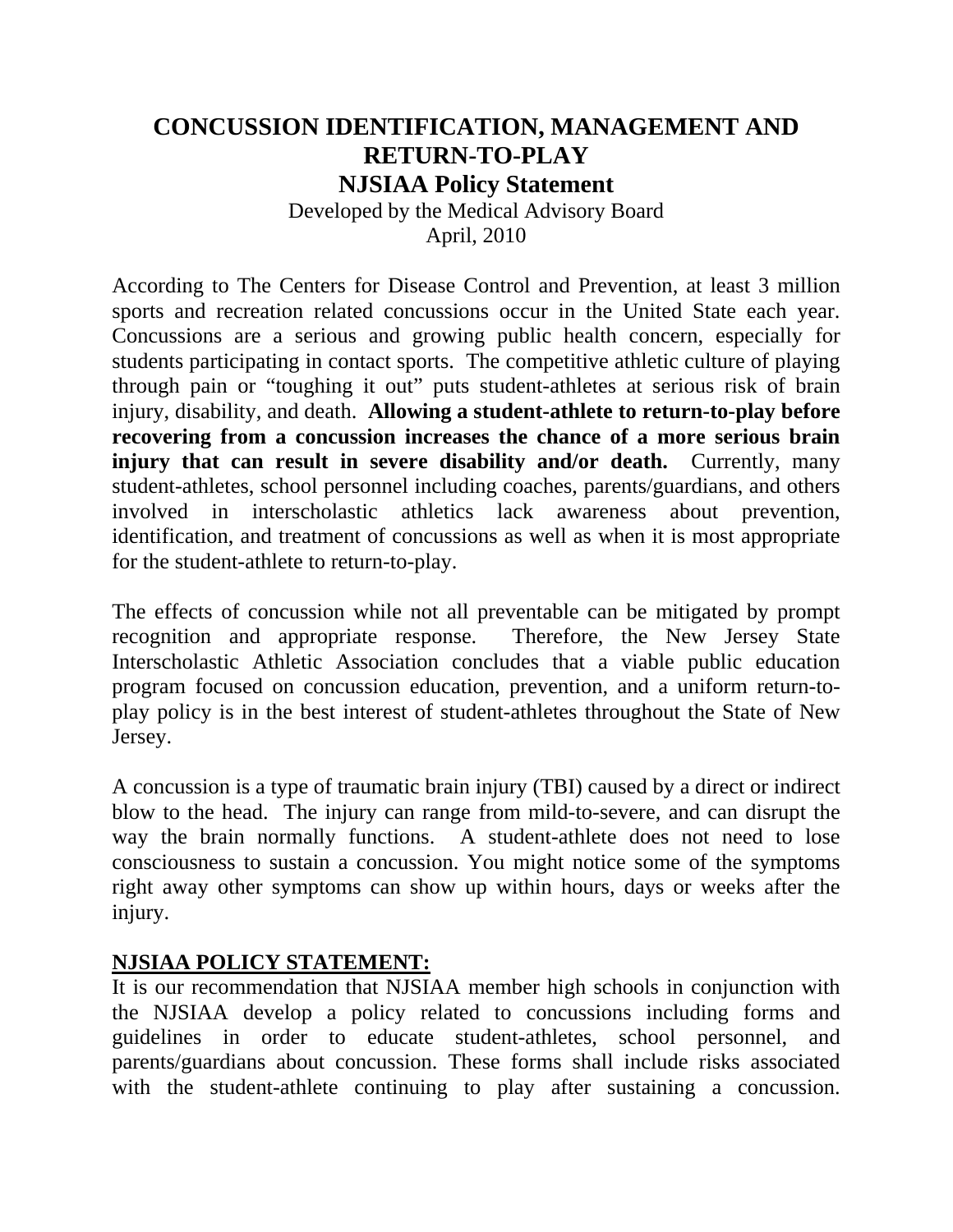# CONCUSSION IDENTIFICATION, MANAGEMENT AND RETURN-TO-PLAY

## NJSIAA Policy Statement

Developed by the Medical Advisory Board
April, 2010

According to The Centers for Disease Control and Prevention, at least 3 million sports and recreation related concussions occur in the United State each year. Concussions are a serious and growing public health concern, especially for students participating in contact sports. The competitive athletic culture of playing through pain or "toughing it out" puts student-athletes at serious risk of brain injury, disability, and death. **Allowing a student-athlete to return-to-play before recovering from a concussion increases the chance of a more serious brain injury that can result in severe disability and/or death.** Currently, many student-athletes, school personnel including coaches, parents/guardians, and others involved in interscholastic athletics lack awareness about prevention, identification, and treatment of concussions as well as when it is most appropriate for the student-athlete to return-to-play.

The effects of concussion while not all preventable can be mitigated by prompt recognition and appropriate response. Therefore, the New Jersey State Interscholastic Athletic Association concludes that a viable public education program focused on concussion education, prevention, and a uniform return-to-play policy is in the best interest of student-athletes throughout the State of New Jersey.

A concussion is a type of traumatic brain injury (TBI) caused by a direct or indirect blow to the head. The injury can range from mild-to-severe, and can disrupt the way the brain normally functions. A student-athlete does not need to lose consciousness to sustain a concussion. You might notice some of the symptoms right away other symptoms can show up within hours, days or weeks after the injury.

**<u>NJSIAA POLICY STATEMENT:</u>**

It is our recommendation that NJSIAA member high schools in conjunction with the NJSIAA develop a policy related to concussions including forms and guidelines in order to educate student-athletes, school personnel, and parents/guardians about concussion. These forms shall include risks associated with the student-athlete continuing to play after sustaining a concussion.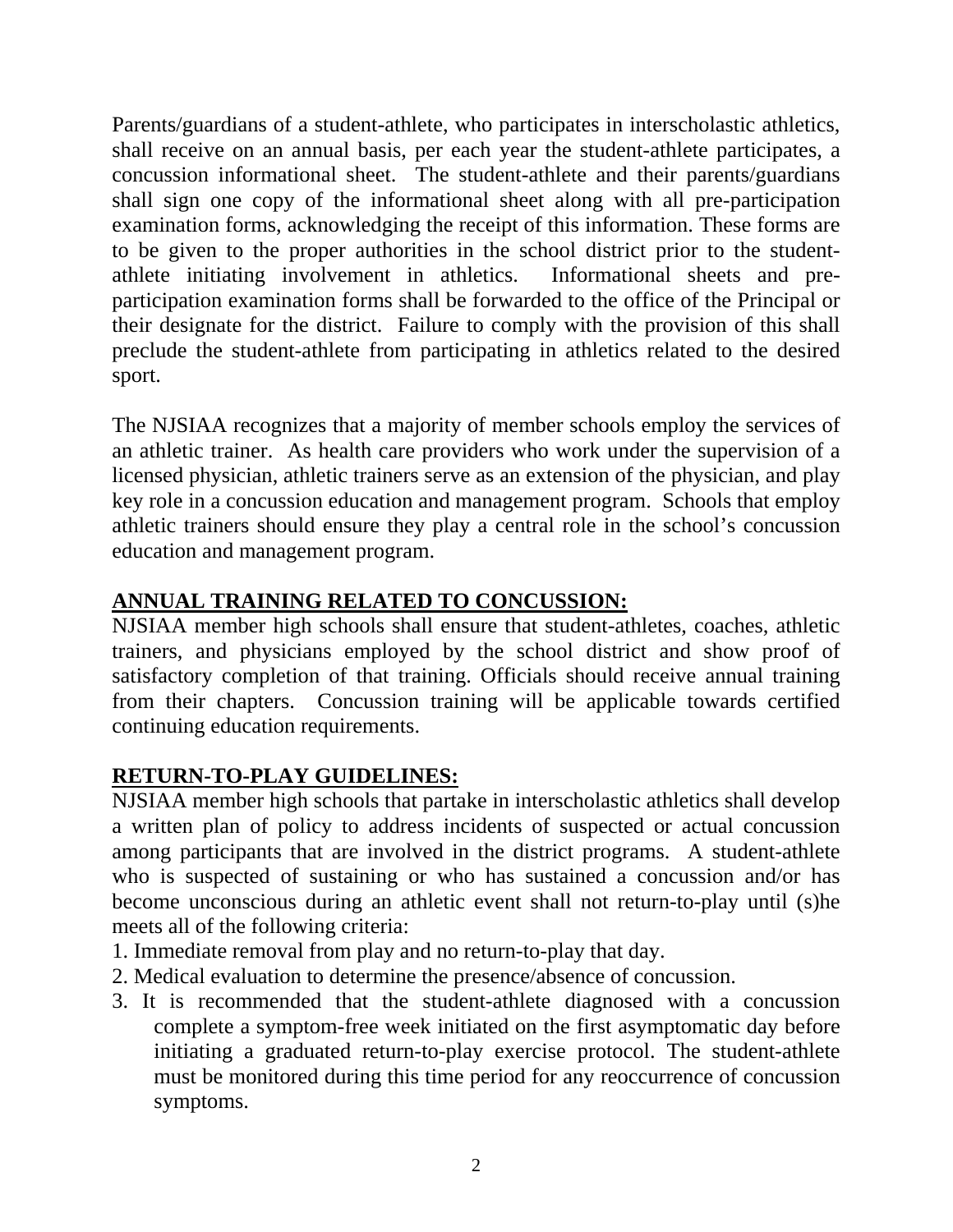Parents/guardians of a student-athlete, who participates in interscholastic athletics, shall receive on an annual basis, per each year the student-athlete participates, a concussion informational sheet. The student-athlete and their parents/guardians shall sign one copy of the informational sheet along with all pre-participation examination forms, acknowledging the receipt of this information. These forms are to be given to the proper authorities in the school district prior to the student-athlete initiating involvement in athletics. Informational sheets and pre-participation examination forms shall be forwarded to the office of the Principal or their designate for the district. Failure to comply with the provision of this shall preclude the student-athlete from participating in athletics related to the desired sport.

The NJSIAA recognizes that a majority of member schools employ the services of an athletic trainer. As health care providers who work under the supervision of a licensed physician, athletic trainers serve as an extension of the physician, and play key role in a concussion education and management program. Schools that employ athletic trainers should ensure they play a central role in the school's concussion education and management program.

## ANNUAL TRAINING RELATED TO CONCUSSION:

NJSIAA member high schools shall ensure that student-athletes, coaches, athletic trainers, and physicians employed by the school district and show proof of satisfactory completion of that training. Officials should receive annual training from their chapters. Concussion training will be applicable towards certified continuing education requirements.

## RETURN-TO-PLAY GUIDELINES:

NJSIAA member high schools that partake in interscholastic athletics shall develop a written plan of policy to address incidents of suspected or actual concussion among participants that are involved in the district programs. A student-athlete who is suspected of sustaining or who has sustained a concussion and/or has become unconscious during an athletic event shall not return-to-play until (s)he meets all of the following criteria:

1. Immediate removal from play and no return-to-play that day.
2. Medical evaluation to determine the presence/absence of concussion.
3. It is recommended that the student-athlete diagnosed with a concussion complete a symptom-free week initiated on the first asymptomatic day before initiating a graduated return-to-play exercise protocol. The student-athlete must be monitored during this time period for any reoccurrence of concussion symptoms.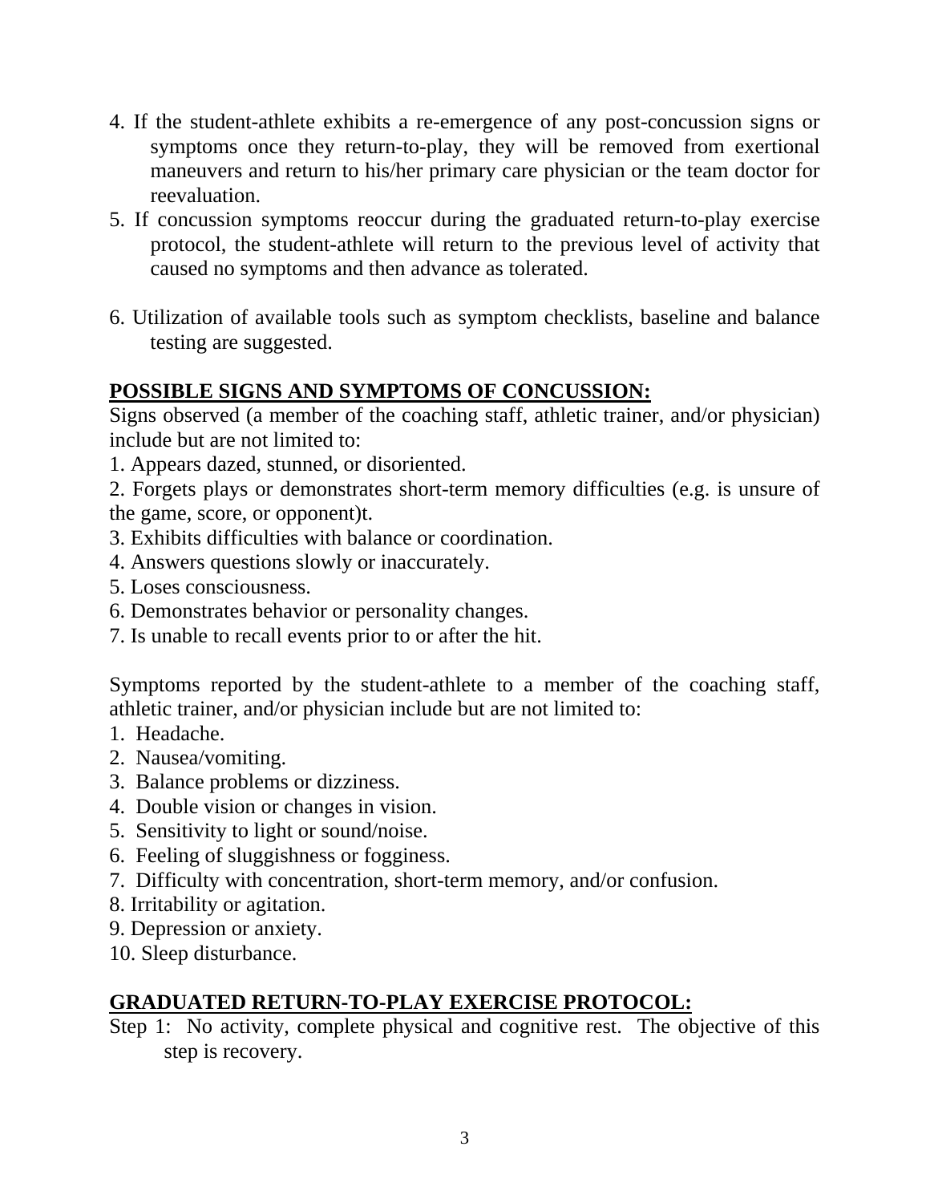4. If the student-athlete exhibits a re-emergence of any post-concussion signs or symptoms once they return-to-play, they will be removed from exertional maneuvers and return to his/her primary care physician or the team doctor for reevaluation.
5. If concussion symptoms reoccur during the graduated return-to-play exercise protocol, the student-athlete will return to the previous level of activity that caused no symptoms and then advance as tolerated.

6. Utilization of available tools such as symptom checklists, baseline and balance testing are suggested.

## POSSIBLE SIGNS AND SYMPTOMS OF CONCUSSION:

Signs observed (a member of the coaching staff, athletic trainer, and/or physician) include but are not limited to:

1. Appears dazed, stunned, or disoriented.
2. Forgets plays or demonstrates short-term memory difficulties (e.g. is unsure of the game, score, or opponent)t.
3. Exhibits difficulties with balance or coordination.
4. Answers questions slowly or inaccurately.
5. Loses consciousness.
6. Demonstrates behavior or personality changes.
7. Is unable to recall events prior to or after the hit.

Symptoms reported by the student-athlete to a member of the coaching staff, athletic trainer, and/or physician include but are not limited to:

1. Headache.
2. Nausea/vomiting.
3. Balance problems or dizziness.
4. Double vision or changes in vision.
5. Sensitivity to light or sound/noise.
6. Feeling of sluggishness or fogginess.
7. Difficulty with concentration, short-term memory, and/or confusion.
8. Irritability or agitation.
9. Depression or anxiety.
10. Sleep disturbance.

## GRADUATED RETURN-TO-PLAY EXERCISE PROTOCOL:

Step 1: No activity, complete physical and cognitive rest. The objective of this step is recovery.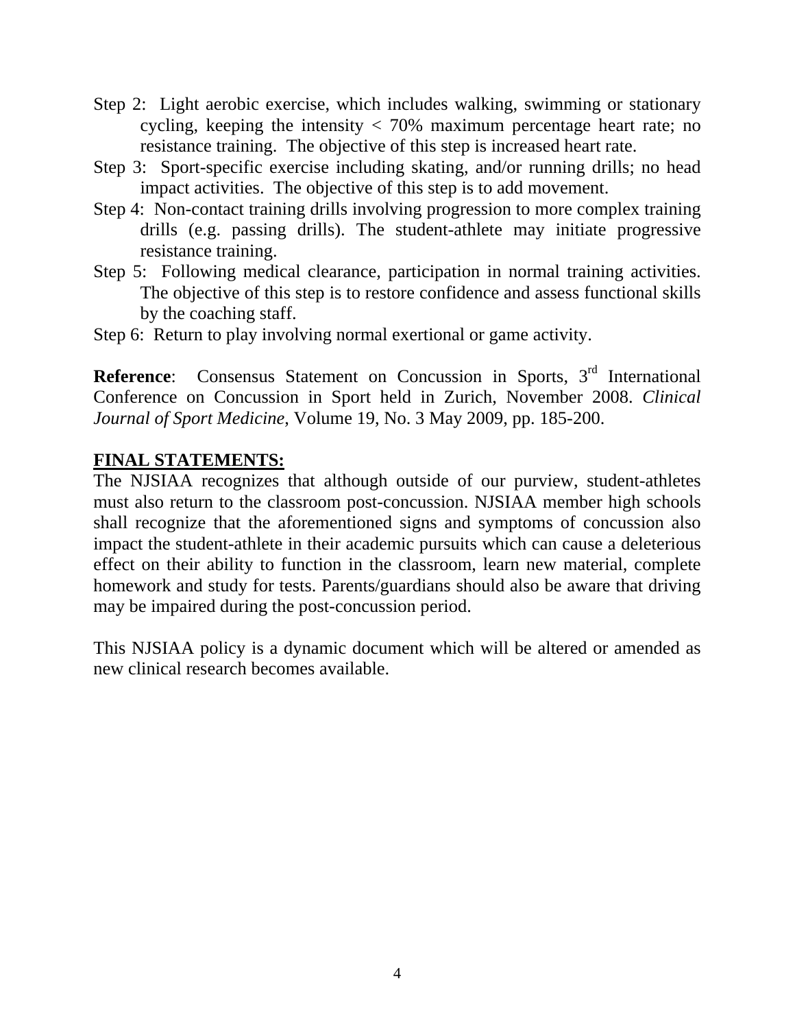Step 2: Light aerobic exercise, which includes walking, swimming or stationary cycling, keeping the intensity < 70% maximum percentage heart rate; no resistance training. The objective of this step is increased heart rate.

Step 3: Sport-specific exercise including skating, and/or running drills; no head impact activities. The objective of this step is to add movement.

Step 4: Non-contact training drills involving progression to more complex training drills (e.g. passing drills). The student-athlete may initiate progressive resistance training.

Step 5: Following medical clearance, participation in normal training activities. The objective of this step is to restore confidence and assess functional skills by the coaching staff.

Step 6: Return to play involving normal exertional or game activity.

**Reference**: Consensus Statement on Concussion in Sports, 3rd International Conference on Concussion in Sport held in Zurich, November 2008. *Clinical Journal of Sport Medicine*, Volume 19, No. 3 May 2009, pp. 185-200.

**FINAL STATEMENTS:**

The NJSIAA recognizes that although outside of our purview, student-athletes must also return to the classroom post-concussion. NJSIAA member high schools shall recognize that the aforementioned signs and symptoms of concussion also impact the student-athlete in their academic pursuits which can cause a deleterious effect on their ability to function in the classroom, learn new material, complete homework and study for tests. Parents/guardians should also be aware that driving may be impaired during the post-concussion period.

This NJSIAA policy is a dynamic document which will be altered or amended as new clinical research becomes available.